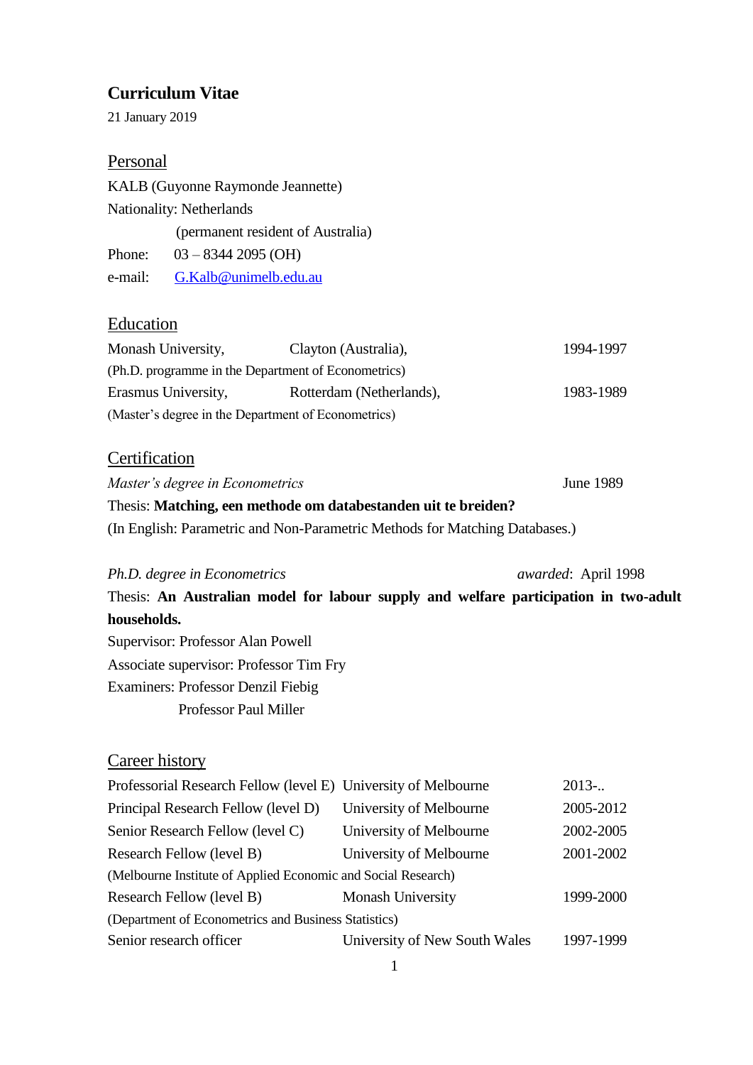# Curriculum Vitae

21 January 2019

## Personal

KALB (Guyonne Raymonde Jeannette)

Nationality: Netherlands
(permanent resident of Australia)

Phone: 03 – 8344 2095 (OH)

e-mail: G.Kalb@unimelb.edu.au

## Education

| | | |
|---|---|---|
| Monash University, | Clayton (Australia), | 1994-1997 |
| (Ph.D. programme in the Department of Econometrics) | | |
| Erasmus University, | Rotterdam (Netherlands), | 1983-1989 |
| (Master's degree in the Department of Econometrics) | | |

## Certification

*Master's degree in Econometrics* June 1989

Thesis: **Matching, een methode om databestanden uit te breiden?**

(In English: Parametric and Non-Parametric Methods for Matching Databases.)

*Ph.D. degree in Econometrics* *awarded*: April 1998

Thesis: **An Australian model for labour supply and welfare participation in two-adult households.**

Supervisor: Professor Alan Powell

Associate supervisor: Professor Tim Fry

Examiners: Professor Denzil Fiebig
Professor Paul Miller

## Career history

| | | |
|---|---|---|
| Professorial Research Fellow (level E) | University of Melbourne | 2013-.. |
| Principal Research Fellow (level D) | University of Melbourne | 2005-2012 |
| Senior Research Fellow (level C) | University of Melbourne | 2002-2005 |
| Research Fellow (level B) | University of Melbourne | 2001-2002 |
| (Melbourne Institute of Applied Economic and Social Research) | | |
| Research Fellow (level B) | Monash University | 1999-2000 |
| (Department of Econometrics and Business Statistics) | | |
| Senior research officer | University of New South Wales | 1997-1999 |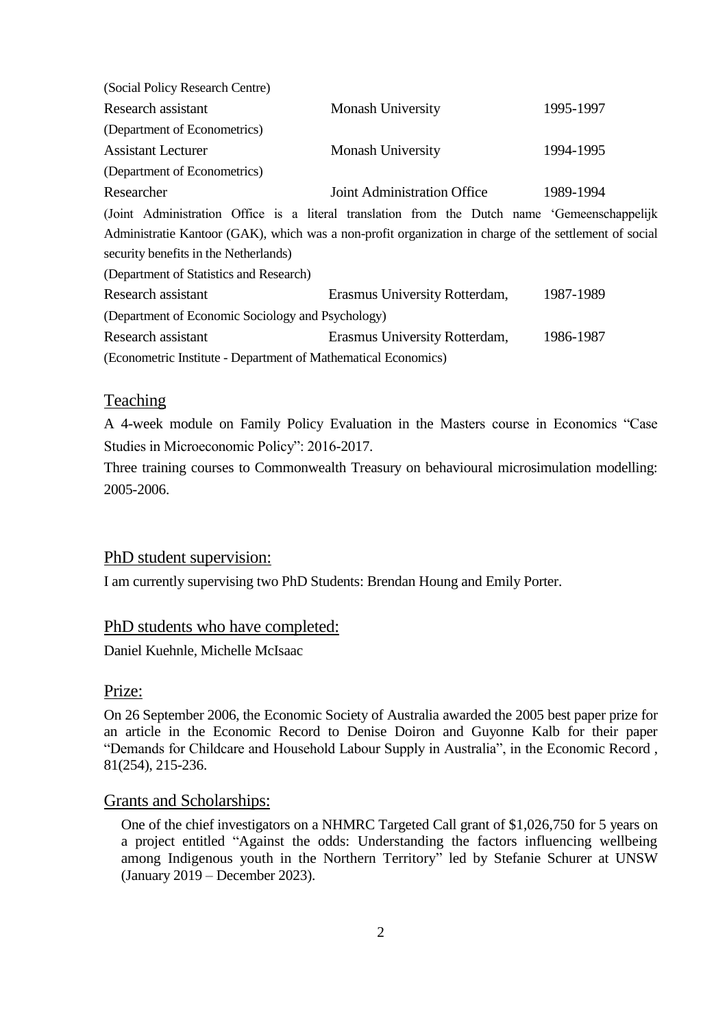(Social Policy Research Centre)

| | | |
|---|---|---|
| Research assistant | Monash University | 1995-1997 |
| (Department of Econometrics) | | |
| Assistant Lecturer | Monash University | 1994-1995 |
| (Department of Econometrics) | | |
| Researcher | Joint Administration Office | 1989-1994 |

(Joint Administration Office is a literal translation from the Dutch name 'Gemeenschappelijk Administratie Kantoor (GAK), which was a non-profit organization in charge of the settlement of social security benefits in the Netherlands)

(Department of Statistics and Research)

| | | |
|---|---|---|
| Research assistant | Erasmus University Rotterdam, | 1987-1989 |
| (Department of Economic Sociology and Psychology) | | |
| Research assistant | Erasmus University Rotterdam, | 1986-1987 |

(Econometric Institute - Department of Mathematical Economics)

## Teaching

A 4-week module on Family Policy Evaluation in the Masters course in Economics "Case Studies in Microeconomic Policy": 2016-2017.

Three training courses to Commonwealth Treasury on behavioural microsimulation modelling: 2005-2006.

## PhD student supervision:

I am currently supervising two PhD Students: Brendan Houng and Emily Porter.

## PhD students who have completed:

Daniel Kuehnle, Michelle McIsaac

## Prize:

On 26 September 2006, the Economic Society of Australia awarded the 2005 best paper prize for an article in the Economic Record to Denise Doiron and Guyonne Kalb for their paper "Demands for Childcare and Household Labour Supply in Australia", in the Economic Record , 81(254), 215-236.

## Grants and Scholarships:

One of the chief investigators on a NHMRC Targeted Call grant of $1,026,750 for 5 years on a project entitled "Against the odds: Understanding the factors influencing wellbeing among Indigenous youth in the Northern Territory" led by Stefanie Schurer at UNSW (January 2019 – December 2023).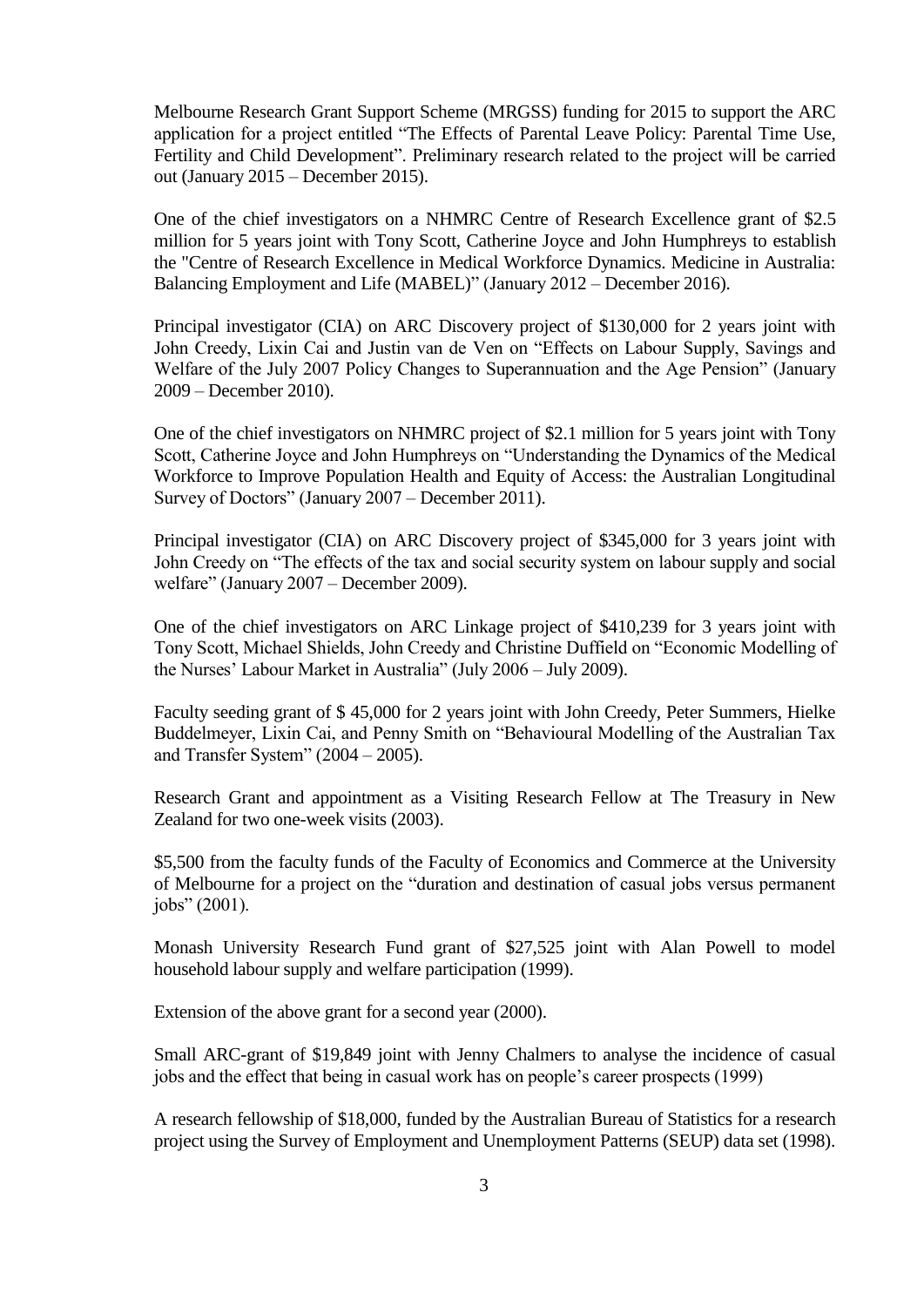Melbourne Research Grant Support Scheme (MRGSS) funding for 2015 to support the ARC application for a project entitled "The Effects of Parental Leave Policy: Parental Time Use, Fertility and Child Development". Preliminary research related to the project will be carried out (January 2015 – December 2015).

One of the chief investigators on a NHMRC Centre of Research Excellence grant of $2.5 million for 5 years joint with Tony Scott, Catherine Joyce and John Humphreys to establish the "Centre of Research Excellence in Medical Workforce Dynamics. Medicine in Australia: Balancing Employment and Life (MABEL)" (January 2012 – December 2016).

Principal investigator (CIA) on ARC Discovery project of $130,000 for 2 years joint with John Creedy, Lixin Cai and Justin van de Ven on "Effects on Labour Supply, Savings and Welfare of the July 2007 Policy Changes to Superannuation and the Age Pension" (January 2009 – December 2010).

One of the chief investigators on NHMRC project of $2.1 million for 5 years joint with Tony Scott, Catherine Joyce and John Humphreys on "Understanding the Dynamics of the Medical Workforce to Improve Population Health and Equity of Access: the Australian Longitudinal Survey of Doctors" (January 2007 – December 2011).

Principal investigator (CIA) on ARC Discovery project of $345,000 for 3 years joint with John Creedy on "The effects of the tax and social security system on labour supply and social welfare" (January 2007 – December 2009).

One of the chief investigators on ARC Linkage project of $410,239 for 3 years joint with Tony Scott, Michael Shields, John Creedy and Christine Duffield on "Economic Modelling of the Nurses' Labour Market in Australia" (July 2006 – July 2009).

Faculty seeding grant of $ 45,000 for 2 years joint with John Creedy, Peter Summers, Hielke Buddelmeyer, Lixin Cai, and Penny Smith on "Behavioural Modelling of the Australian Tax and Transfer System" (2004 – 2005).

Research Grant and appointment as a Visiting Research Fellow at The Treasury in New Zealand for two one-week visits (2003).

$5,500 from the faculty funds of the Faculty of Economics and Commerce at the University of Melbourne for a project on the "duration and destination of casual jobs versus permanent jobs" (2001).

Monash University Research Fund grant of $27,525 joint with Alan Powell to model household labour supply and welfare participation (1999).

Extension of the above grant for a second year (2000).

Small ARC-grant of $19,849 joint with Jenny Chalmers to analyse the incidence of casual jobs and the effect that being in casual work has on people's career prospects (1999)

A research fellowship of $18,000, funded by the Australian Bureau of Statistics for a research project using the Survey of Employment and Unemployment Patterns (SEUP) data set (1998).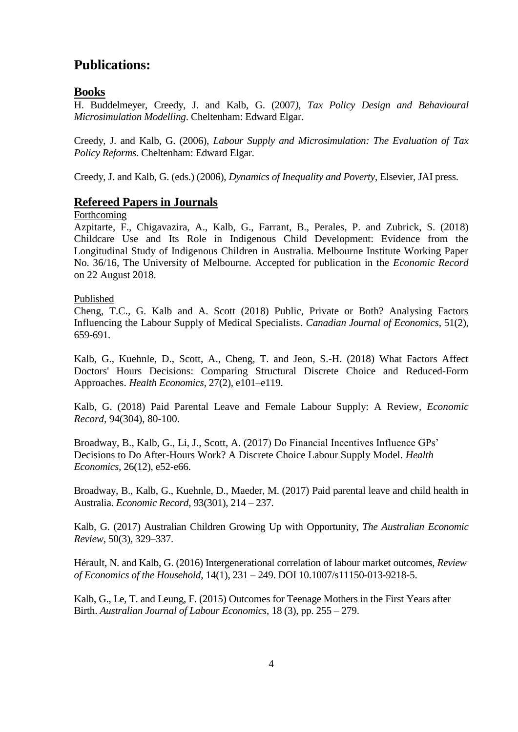# Publications:

## Books

H. Buddelmeyer, Creedy, J. and Kalb, G. (2007), *Tax Policy Design and Behavioural Microsimulation Modelling*. Cheltenham: Edward Elgar.

Creedy, J. and Kalb, G. (2006), *Labour Supply and Microsimulation: The Evaluation of Tax Policy Reforms*. Cheltenham: Edward Elgar.

Creedy, J. and Kalb, G. (eds.) (2006), *Dynamics of Inequality and Poverty*, Elsevier, JAI press.

## Refereed Papers in Journals

Forthcoming

Azpitarte, F., Chigavazira, A., Kalb, G., Farrant, B., Perales, P. and Zubrick, S. (2018) Childcare Use and Its Role in Indigenous Child Development: Evidence from the Longitudinal Study of Indigenous Children in Australia. Melbourne Institute Working Paper No. 36/16, The University of Melbourne. Accepted for publication in the *Economic Record* on 22 August 2018.

Published

Cheng, T.C., G. Kalb and A. Scott (2018) Public, Private or Both? Analysing Factors Influencing the Labour Supply of Medical Specialists. *Canadian Journal of Economics*, 51(2), 659-691.

Kalb, G., Kuehnle, D., Scott, A., Cheng, T. and Jeon, S.-H. (2018) What Factors Affect Doctors' Hours Decisions: Comparing Structural Discrete Choice and Reduced-Form Approaches. *Health Economics*, 27(2), e101–e119.

Kalb, G. (2018) Paid Parental Leave and Female Labour Supply: A Review, *Economic Record*, 94(304), 80-100.

Broadway, B., Kalb, G., Li, J., Scott, A. (2017) Do Financial Incentives Influence GPs' Decisions to Do After-Hours Work? A Discrete Choice Labour Supply Model. *Health Economics*, 26(12), e52-e66.

Broadway, B., Kalb, G., Kuehnle, D., Maeder, M. (2017) Paid parental leave and child health in Australia. *Economic Record*, 93(301), 214 – 237.

Kalb, G. (2017) Australian Children Growing Up with Opportunity, *The Australian Economic Review*, 50(3), 329–337.

Hérault, N. and Kalb, G. (2016) Intergenerational correlation of labour market outcomes, *Review of Economics of the Household*, 14(1), 231 – 249. DOI 10.1007/s11150-013-9218-5.

Kalb, G., Le, T. and Leung, F. (2015) Outcomes for Teenage Mothers in the First Years after Birth. *Australian Journal of Labour Economics*, 18 (3), pp. 255 – 279.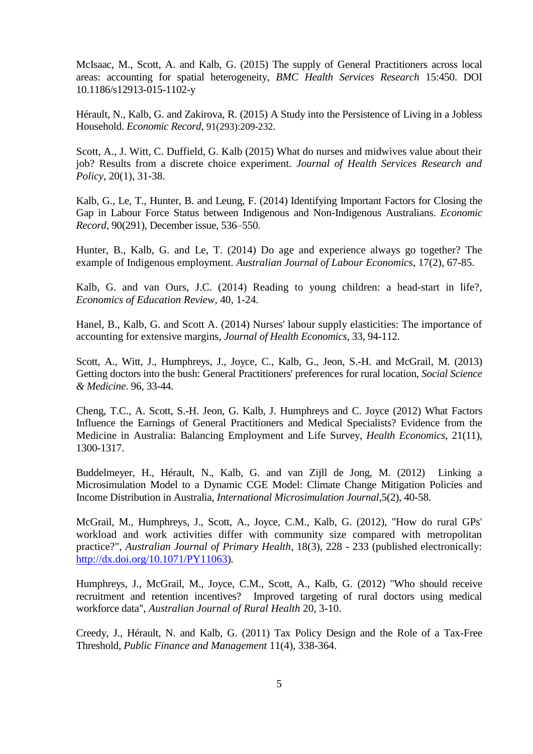McIsaac, M., Scott, A. and Kalb, G. (2015) The supply of General Practitioners across local areas: accounting for spatial heterogeneity, *BMC Health Services Research* 15:450. DOI 10.1186/s12913-015-1102-y

Hérault, N., Kalb, G. and Zakirova, R. (2015) A Study into the Persistence of Living in a Jobless Household. *Economic Record,* 91(293):209-232.

Scott, A., J. Witt, C. Duffield, G. Kalb (2015) What do nurses and midwives value about their job? Results from a discrete choice experiment. *Journal of Health Services Research and Policy*, 20(1), 31-38.

Kalb, G., Le, T., Hunter, B. and Leung, F. (2014) Identifying Important Factors for Closing the Gap in Labour Force Status between Indigenous and Non-Indigenous Australians. *Economic Record,* 90(291), December issue, 536–550.

Hunter, B., Kalb, G. and Le, T. (2014) Do age and experience always go together? The example of Indigenous employment. *Australian Journal of Labour Economics*, 17(2), 67-85.

Kalb, G. and van Ours, J.C. (2014) Reading to young children: a head-start in life?, *Economics of Education Review*, 40, 1-24.

Hanel, B., Kalb, G. and Scott A. (2014) Nurses' labour supply elasticities: The importance of accounting for extensive margins, *Journal of Health Economics,* 33, 94-112.

Scott, A., Witt, J., Humphreys, J., Joyce, C., Kalb, G., Jeon, S.-H. and McGrail, M. (2013) Getting doctors into the bush: General Practitioners' preferences for rural location, *Social Science & Medicine*. 96, 33-44.

Cheng, T.C., A. Scott, S.-H. Jeon, G. Kalb, J. Humphreys and C. Joyce (2012) What Factors Influence the Earnings of General Practitioners and Medical Specialists? Evidence from the Medicine in Australia: Balancing Employment and Life Survey, *Health Economics*, 21(11), 1300-1317.

Buddelmeyer, H., Hérault, N., Kalb, G. and van Zijll de Jong, M. (2012) Linking a Microsimulation Model to a Dynamic CGE Model: Climate Change Mitigation Policies and Income Distribution in Australia, *International Microsimulation Journal*,5(2), 40-58.

McGrail, M., Humphreys, J., Scott, A., Joyce, C.M., Kalb, G. (2012), "How do rural GPs' workload and work activities differ with community size compared with metropolitan practice?", *Australian Journal of Primary Health,* 18(3), 228 - 233 (published electronically: http://dx.doi.org/10.1071/PY11063).

Humphreys, J., McGrail, M., Joyce, C.M., Scott, A., Kalb, G. (2012) "Who should receive recruitment and retention incentives? Improved targeting of rural doctors using medical workforce data", *Australian Journal of Rural Health* 20, 3-10.

Creedy, J., Hérault, N. and Kalb, G. (2011) Tax Policy Design and the Role of a Tax-Free Threshold, *Public Finance and Management* 11(4), 338-364.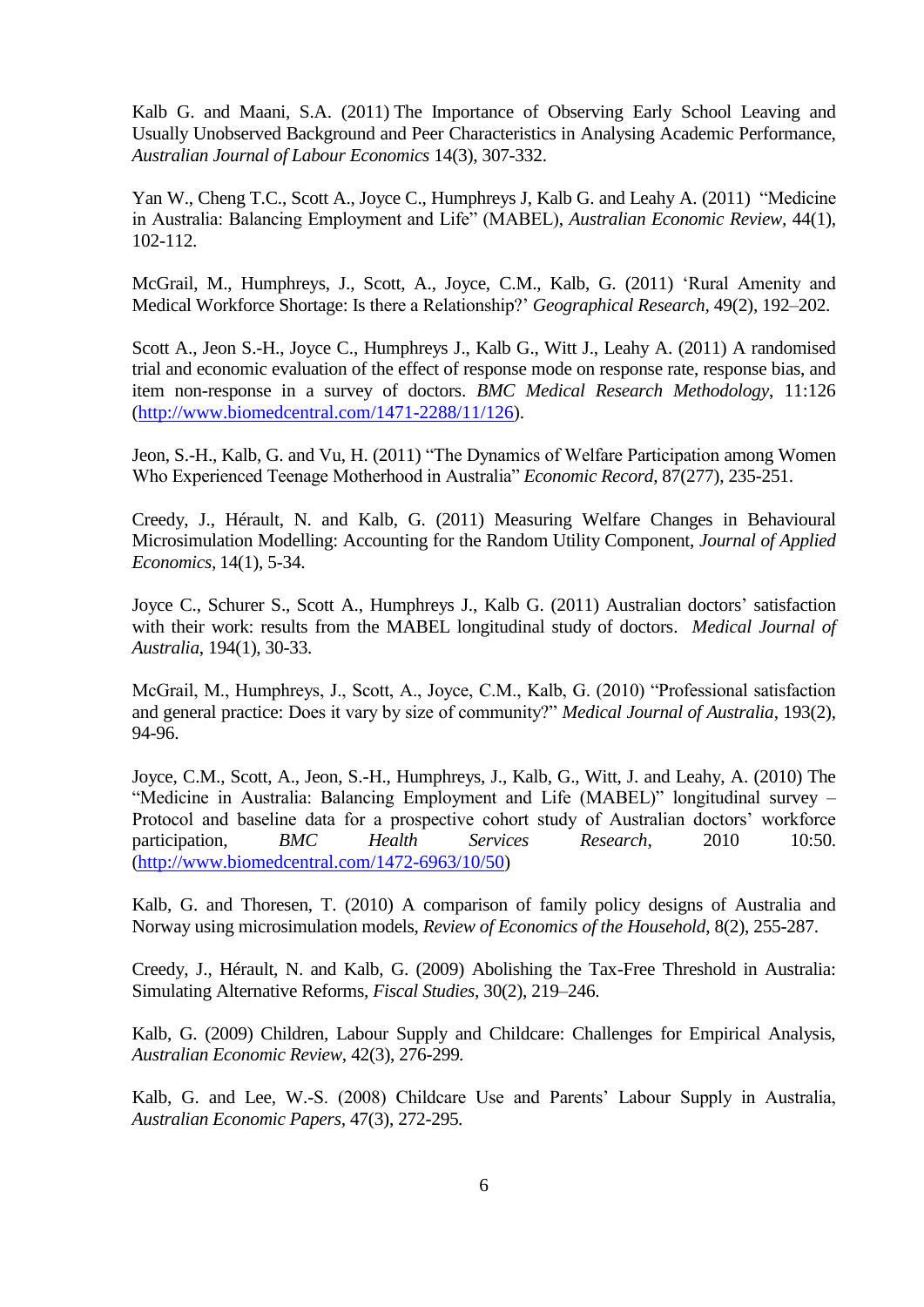Kalb G. and Maani, S.A. (2011) The Importance of Observing Early School Leaving and Usually Unobserved Background and Peer Characteristics in Analysing Academic Performance, *Australian Journal of Labour Economics* 14(3), 307-332.

Yan W., Cheng T.C., Scott A., Joyce C., Humphreys J, Kalb G. and Leahy A. (2011) "Medicine in Australia: Balancing Employment and Life" (MABEL), *Australian Economic Review*, 44(1), 102-112.

McGrail, M., Humphreys, J., Scott, A., Joyce, C.M., Kalb, G. (2011) 'Rural Amenity and Medical Workforce Shortage: Is there a Relationship?' *Geographical Research*, 49(2), 192–202.

Scott A., Jeon S.-H., Joyce C., Humphreys J., Kalb G., Witt J., Leahy A. (2011) A randomised trial and economic evaluation of the effect of response mode on response rate, response bias, and item non-response in a survey of doctors. *BMC Medical Research Methodology*, 11:126 (http://www.biomedcentral.com/1471-2288/11/126).

Jeon, S.-H., Kalb, G. and Vu, H. (2011) "The Dynamics of Welfare Participation among Women Who Experienced Teenage Motherhood in Australia" *Economic Record*, 87(277), 235-251.

Creedy, J., Hérault, N. and Kalb, G. (2011) Measuring Welfare Changes in Behavioural Microsimulation Modelling: Accounting for the Random Utility Component, *Journal of Applied Economics*, 14(1), 5-34.

Joyce C., Schurer S., Scott A., Humphreys J., Kalb G. (2011) Australian doctors' satisfaction with their work: results from the MABEL longitudinal study of doctors. *Medical Journal of Australia*, 194(1), 30-33.

McGrail, M., Humphreys, J., Scott, A., Joyce, C.M., Kalb, G. (2010) "Professional satisfaction and general practice: Does it vary by size of community?" *Medical Journal of Australia*, 193(2), 94-96.

Joyce, C.M., Scott, A., Jeon, S.-H., Humphreys, J., Kalb, G., Witt, J. and Leahy, A. (2010) The "Medicine in Australia: Balancing Employment and Life (MABEL)" longitudinal survey – Protocol and baseline data for a prospective cohort study of Australian doctors' workforce participation, *BMC Health Services Research*, 2010 10:50. (http://www.biomedcentral.com/1472-6963/10/50)

Kalb, G. and Thoresen, T. (2010) A comparison of family policy designs of Australia and Norway using microsimulation models, *Review of Economics of the Household*, 8(2), 255-287.

Creedy, J., Hérault, N. and Kalb, G. (2009) Abolishing the Tax-Free Threshold in Australia: Simulating Alternative Reforms, *Fiscal Studies*, 30(2), 219–246.

Kalb, G. (2009) Children, Labour Supply and Childcare: Challenges for Empirical Analysis, *Australian Economic Review*, 42(3), 276-299.

Kalb, G. and Lee, W.-S. (2008) Childcare Use and Parents' Labour Supply in Australia, *Australian Economic Papers*, 47(3), 272-295.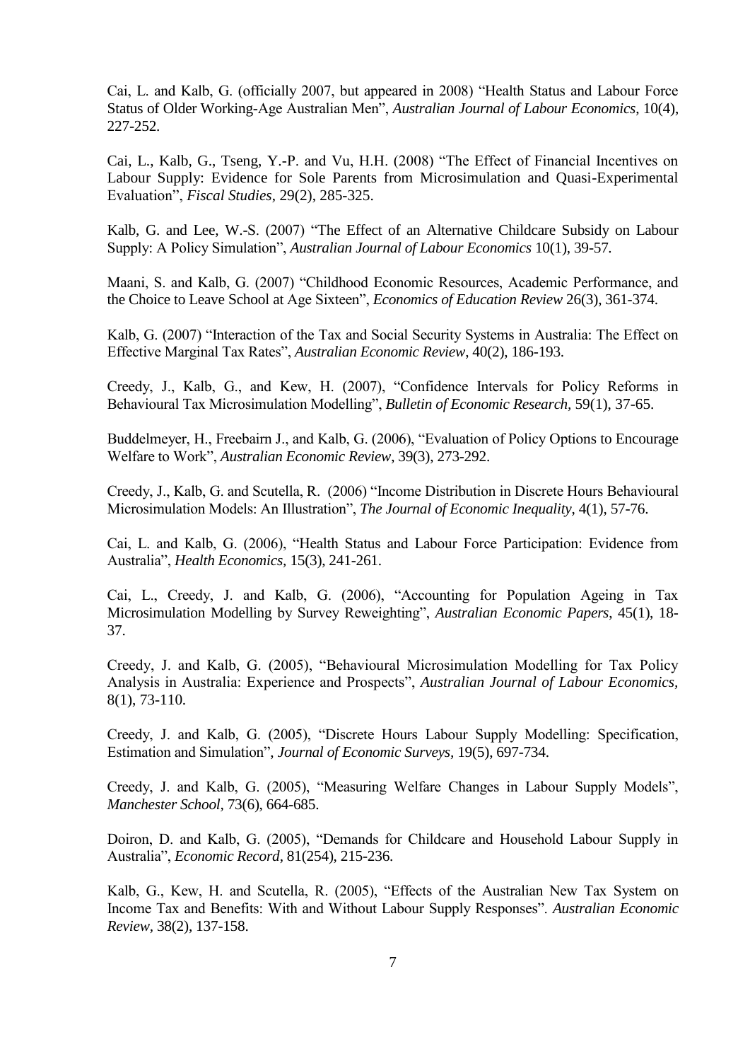Cai, L. and Kalb, G. (officially 2007, but appeared in 2008) "Health Status and Labour Force Status of Older Working-Age Australian Men", *Australian Journal of Labour Economics*, 10(4), 227-252.

Cai, L., Kalb, G., Tseng, Y.-P. and Vu, H.H. (2008) "The Effect of Financial Incentives on Labour Supply: Evidence for Sole Parents from Microsimulation and Quasi-Experimental Evaluation", *Fiscal Studies*, 29(2), 285-325.

Kalb, G. and Lee, W.-S. (2007) "The Effect of an Alternative Childcare Subsidy on Labour Supply: A Policy Simulation", *Australian Journal of Labour Economics* 10(1), 39-57.

Maani, S. and Kalb, G. (2007) "Childhood Economic Resources, Academic Performance, and the Choice to Leave School at Age Sixteen", *Economics of Education Review* 26(3), 361-374.

Kalb, G. (2007) "Interaction of the Tax and Social Security Systems in Australia: The Effect on Effective Marginal Tax Rates", *Australian Economic Review*, 40(2), 186-193.

Creedy, J., Kalb, G., and Kew, H. (2007), "Confidence Intervals for Policy Reforms in Behavioural Tax Microsimulation Modelling", *Bulletin of Economic Research,* 59(1), 37-65.

Buddelmeyer, H., Freebairn J., and Kalb, G. (2006), "Evaluation of Policy Options to Encourage Welfare to Work", *Australian Economic Review*, 39(3), 273-292.

Creedy, J., Kalb, G. and Scutella, R. (2006) "Income Distribution in Discrete Hours Behavioural Microsimulation Models: An Illustration", *The Journal of Economic Inequality*, 4(1), 57-76.

Cai, L. and Kalb, G. (2006), "Health Status and Labour Force Participation: Evidence from Australia", *Health Economics,* 15(3), 241-261.

Cai, L., Creedy, J. and Kalb, G. (2006), "Accounting for Population Ageing in Tax Microsimulation Modelling by Survey Reweighting", *Australian Economic Papers,* 45(1), 18-37.

Creedy, J. and Kalb, G. (2005), "Behavioural Microsimulation Modelling for Tax Policy Analysis in Australia: Experience and Prospects", *Australian Journal of Labour Economics,* 8(1), 73-110.

Creedy, J. and Kalb, G. (2005), "Discrete Hours Labour Supply Modelling: Specification, Estimation and Simulation", *Journal of Economic Surveys,* 19(5), 697-734.

Creedy, J. and Kalb, G. (2005), "Measuring Welfare Changes in Labour Supply Models", *Manchester School,* 73(6), 664-685.

Doiron, D. and Kalb, G. (2005), "Demands for Childcare and Household Labour Supply in Australia", *Economic Record*, 81(254), 215-236.

Kalb, G., Kew, H. and Scutella, R. (2005), "Effects of the Australian New Tax System on Income Tax and Benefits: With and Without Labour Supply Responses". *Australian Economic Review*, 38(2), 137-158.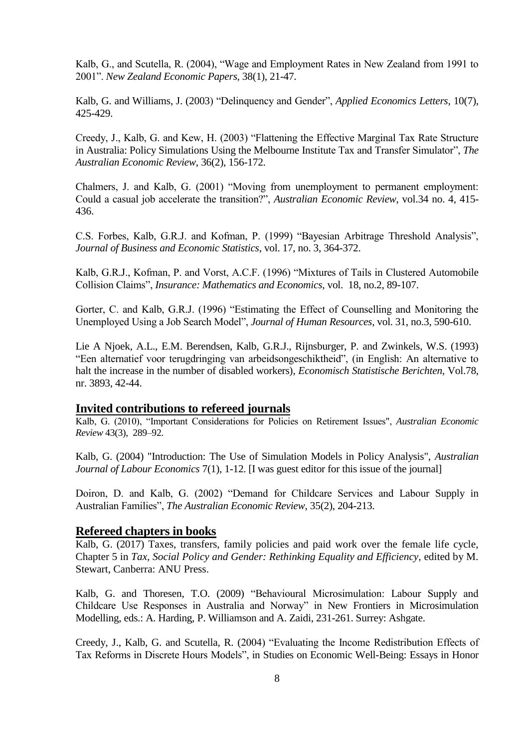Kalb, G., and Scutella, R. (2004), "Wage and Employment Rates in New Zealand from 1991 to 2001". *New Zealand Economic Papers,* 38(1), 21-47.

Kalb, G. and Williams, J. (2003) "Delinquency and Gender", *Applied Economics Letters,* 10(7), 425-429.

Creedy, J., Kalb, G. and Kew, H. (2003) "Flattening the Effective Marginal Tax Rate Structure in Australia: Policy Simulations Using the Melbourne Institute Tax and Transfer Simulator", *The Australian Economic Review*, 36(2), 156-172.

Chalmers, J. and Kalb, G. (2001) "Moving from unemployment to permanent employment: Could a casual job accelerate the transition?", *Australian Economic Review*, vol.34 no. 4, 415-436.

C.S. Forbes, Kalb, G.R.J. and Kofman, P. (1999) "Bayesian Arbitrage Threshold Analysis", *Journal of Business and Economic Statistics*, vol. 17, no. 3, 364-372.

Kalb, G.R.J., Kofman, P. and Vorst, A.C.F. (1996) "Mixtures of Tails in Clustered Automobile Collision Claims", *Insurance: Mathematics and Economics*, vol. 18, no.2, 89-107.

Gorter, C. and Kalb, G.R.J. (1996) "Estimating the Effect of Counselling and Monitoring the Unemployed Using a Job Search Model", *Journal of Human Resources*, vol. 31, no.3, 590-610.

Lie A Njoek, A.L., E.M. Berendsen, Kalb, G.R.J., Rijnsburger, P. and Zwinkels, W.S. (1993) "Een alternatief voor terugdringing van arbeidsongeschiktheid", (in English: An alternative to halt the increase in the number of disabled workers), *Economisch Statistische Berichten*, Vol.78, nr. 3893, 42-44.

## Invited contributions to refereed journals

Kalb, G. (2010), "Important Considerations for Policies on Retirement Issues", *Australian Economic Review* 43(3), 289–92.

Kalb, G. (2004) "Introduction: The Use of Simulation Models in Policy Analysis", *Australian Journal of Labour Economics* 7(1), 1-12. [I was guest editor for this issue of the journal]

Doiron, D. and Kalb, G. (2002) "Demand for Childcare Services and Labour Supply in Australian Families", *The Australian Economic Review*, 35(2), 204-213.

## Refereed chapters in books

Kalb, G. (2017) Taxes, transfers, family policies and paid work over the female life cycle, Chapter 5 in *Tax, Social Policy and Gender: Rethinking Equality and Efficiency*, edited by M. Stewart, Canberra: ANU Press.

Kalb, G. and Thoresen, T.O. (2009) "Behavioural Microsimulation: Labour Supply and Childcare Use Responses in Australia and Norway" in New Frontiers in Microsimulation Modelling, eds.: A. Harding, P. Williamson and A. Zaidi, 231-261. Surrey: Ashgate.

Creedy, J., Kalb, G. and Scutella, R. (2004) "Evaluating the Income Redistribution Effects of Tax Reforms in Discrete Hours Models", in Studies on Economic Well-Being: Essays in Honor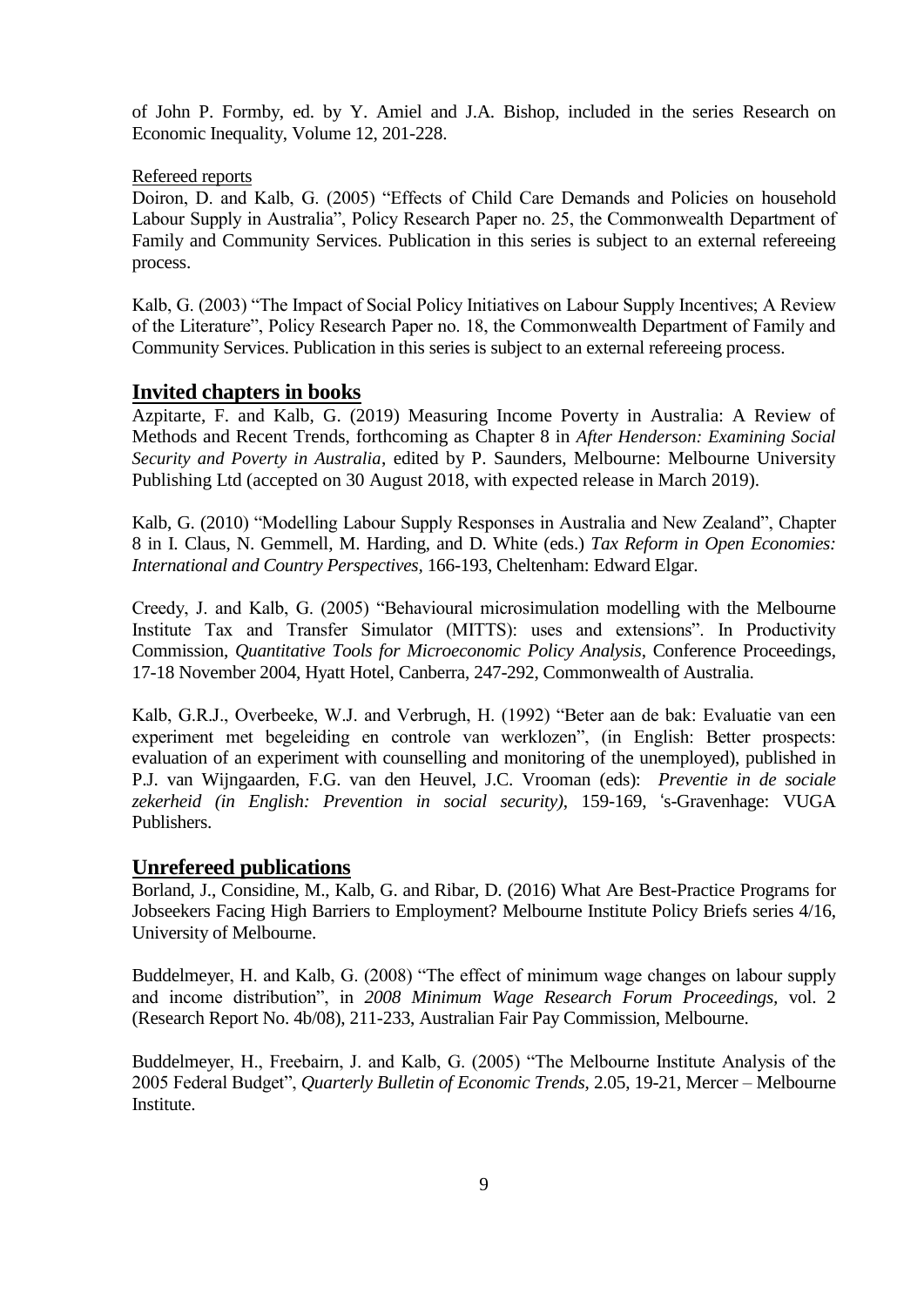of John P. Formby, ed. by Y. Amiel and J.A. Bishop, included in the series Research on Economic Inequality, Volume 12, 201-228.

Refereed reports

Doiron, D. and Kalb, G. (2005) "Effects of Child Care Demands and Policies on household Labour Supply in Australia", Policy Research Paper no. 25, the Commonwealth Department of Family and Community Services. Publication in this series is subject to an external refereeing process.

Kalb, G. (2003) "The Impact of Social Policy Initiatives on Labour Supply Incentives; A Review of the Literature", Policy Research Paper no. 18, the Commonwealth Department of Family and Community Services. Publication in this series is subject to an external refereeing process.

## Invited chapters in books

Azpitarte, F. and Kalb, G. (2019) Measuring Income Poverty in Australia: A Review of Methods and Recent Trends, forthcoming as Chapter 8 in *After Henderson: Examining Social Security and Poverty in Australia*, edited by P. Saunders, Melbourne: Melbourne University Publishing Ltd (accepted on 30 August 2018, with expected release in March 2019).

Kalb, G. (2010) "Modelling Labour Supply Responses in Australia and New Zealand", Chapter 8 in I. Claus, N. Gemmell, M. Harding, and D. White (eds.) *Tax Reform in Open Economies: International and Country Perspectives*, 166-193, Cheltenham: Edward Elgar.

Creedy, J. and Kalb, G. (2005) "Behavioural microsimulation modelling with the Melbourne Institute Tax and Transfer Simulator (MITTS): uses and extensions". In Productivity Commission, *Quantitative Tools for Microeconomic Policy Analysis*, Conference Proceedings, 17-18 November 2004, Hyatt Hotel, Canberra, 247-292, Commonwealth of Australia.

Kalb, G.R.J., Overbeeke, W.J. and Verbrugh, H. (1992) "Beter aan de bak: Evaluatie van een experiment met begeleiding en controle van werklozen", (in English: Better prospects: evaluation of an experiment with counselling and monitoring of the unemployed), published in P.J. van Wijngaarden, F.G. van den Heuvel, J.C. Vrooman (eds): *Preventie in de sociale zekerheid (in English: Prevention in social security)*, 159-169, 's-Gravenhage: VUGA Publishers.

## Unrefereed publications

Borland, J., Considine, M., Kalb, G. and Ribar, D. (2016) What Are Best-Practice Programs for Jobseekers Facing High Barriers to Employment? Melbourne Institute Policy Briefs series 4/16, University of Melbourne.

Buddelmeyer, H. and Kalb, G. (2008) "The effect of minimum wage changes on labour supply and income distribution", in *2008 Minimum Wage Research Forum Proceedings*, vol. 2 (Research Report No. 4b/08), 211-233, Australian Fair Pay Commission, Melbourne.

Buddelmeyer, H., Freebairn, J. and Kalb, G. (2005) "The Melbourne Institute Analysis of the 2005 Federal Budget", *Quarterly Bulletin of Economic Trends*, 2.05, 19-21, Mercer – Melbourne Institute.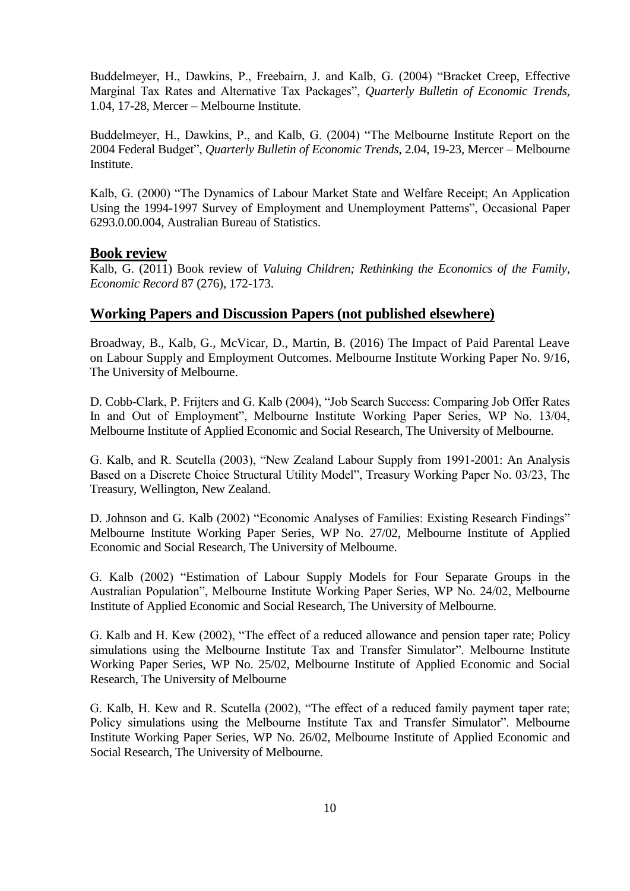Buddelmeyer, H., Dawkins, P., Freebairn, J. and Kalb, G. (2004) "Bracket Creep, Effective Marginal Tax Rates and Alternative Tax Packages", *Quarterly Bulletin of Economic Trends*, 1.04, 17-28, Mercer – Melbourne Institute.

Buddelmeyer, H., Dawkins, P., and Kalb, G. (2004) "The Melbourne Institute Report on the 2004 Federal Budget", *Quarterly Bulletin of Economic Trends*, 2.04, 19-23, Mercer – Melbourne Institute.

Kalb, G. (2000) "The Dynamics of Labour Market State and Welfare Receipt; An Application Using the 1994-1997 Survey of Employment and Unemployment Patterns", Occasional Paper 6293.0.00.004, Australian Bureau of Statistics.

## Book review

Kalb, G. (2011) Book review of *Valuing Children; Rethinking the Economics of the Family*, *Economic Record* 87 (276), 172-173.

## Working Papers and Discussion Papers (not published elsewhere)

Broadway, B., Kalb, G., McVicar, D., Martin, B. (2016) The Impact of Paid Parental Leave on Labour Supply and Employment Outcomes. Melbourne Institute Working Paper No. 9/16, The University of Melbourne.

D. Cobb-Clark, P. Frijters and G. Kalb (2004), "Job Search Success: Comparing Job Offer Rates In and Out of Employment", Melbourne Institute Working Paper Series, WP No. 13/04, Melbourne Institute of Applied Economic and Social Research, The University of Melbourne.

G. Kalb, and R. Scutella (2003), "New Zealand Labour Supply from 1991-2001: An Analysis Based on a Discrete Choice Structural Utility Model", Treasury Working Paper No. 03/23, The Treasury, Wellington, New Zealand.

D. Johnson and G. Kalb (2002) "Economic Analyses of Families: Existing Research Findings" Melbourne Institute Working Paper Series, WP No. 27/02, Melbourne Institute of Applied Economic and Social Research, The University of Melbourne.

G. Kalb (2002) "Estimation of Labour Supply Models for Four Separate Groups in the Australian Population", Melbourne Institute Working Paper Series, WP No. 24/02, Melbourne Institute of Applied Economic and Social Research, The University of Melbourne.

G. Kalb and H. Kew (2002), "The effect of a reduced allowance and pension taper rate; Policy simulations using the Melbourne Institute Tax and Transfer Simulator". Melbourne Institute Working Paper Series, WP No. 25/02, Melbourne Institute of Applied Economic and Social Research, The University of Melbourne

G. Kalb, H. Kew and R. Scutella (2002), "The effect of a reduced family payment taper rate; Policy simulations using the Melbourne Institute Tax and Transfer Simulator". Melbourne Institute Working Paper Series, WP No. 26/02, Melbourne Institute of Applied Economic and Social Research, The University of Melbourne.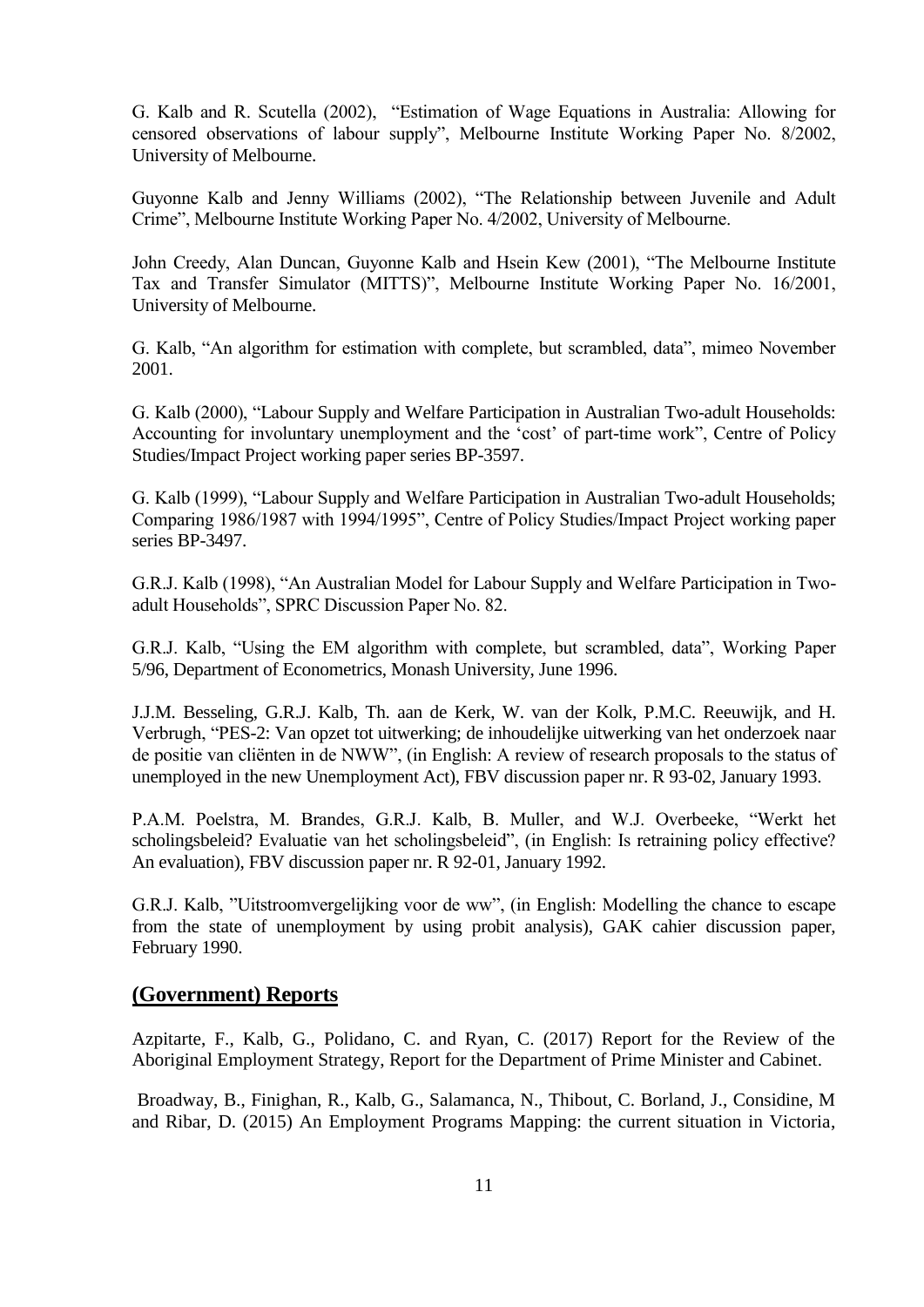G. Kalb and R. Scutella (2002), "Estimation of Wage Equations in Australia: Allowing for censored observations of labour supply", Melbourne Institute Working Paper No. 8/2002, University of Melbourne.

Guyonne Kalb and Jenny Williams (2002), "The Relationship between Juvenile and Adult Crime", Melbourne Institute Working Paper No. 4/2002, University of Melbourne.

John Creedy, Alan Duncan, Guyonne Kalb and Hsein Kew (2001), "The Melbourne Institute Tax and Transfer Simulator (MITTS)", Melbourne Institute Working Paper No. 16/2001, University of Melbourne.

G. Kalb, "An algorithm for estimation with complete, but scrambled, data", mimeo November 2001.

G. Kalb (2000), "Labour Supply and Welfare Participation in Australian Two-adult Households: Accounting for involuntary unemployment and the 'cost' of part-time work", Centre of Policy Studies/Impact Project working paper series BP-3597.

G. Kalb (1999), "Labour Supply and Welfare Participation in Australian Two-adult Households; Comparing 1986/1987 with 1994/1995", Centre of Policy Studies/Impact Project working paper series BP-3497.

G.R.J. Kalb (1998), "An Australian Model for Labour Supply and Welfare Participation in Two-adult Households", SPRC Discussion Paper No. 82.

G.R.J. Kalb, "Using the EM algorithm with complete, but scrambled, data", Working Paper 5/96, Department of Econometrics, Monash University, June 1996.

J.J.M. Besseling, G.R.J. Kalb, Th. aan de Kerk, W. van der Kolk, P.M.C. Reeuwijk, and H. Verbrugh, "PES-2: Van opzet tot uitwerking; de inhoudelijke uitwerking van het onderzoek naar de positie van cliënten in de NWW", (in English: A review of research proposals to the status of unemployed in the new Unemployment Act), FBV discussion paper nr. R 93-02, January 1993.

P.A.M. Poelstra, M. Brandes, G.R.J. Kalb, B. Muller, and W.J. Overbeeke, "Werkt het scholingsbeleid? Evaluatie van het scholingsbeleid", (in English: Is retraining policy effective? An evaluation), FBV discussion paper nr. R 92-01, January 1992.

G.R.J. Kalb, "Uitstroomvergelijking voor de ww", (in English: Modelling the chance to escape from the state of unemployment by using probit analysis), GAK cahier discussion paper, February 1990.

## (Government) Reports

Azpitarte, F., Kalb, G., Polidano, C. and Ryan, C. (2017) Report for the Review of the Aboriginal Employment Strategy, Report for the Department of Prime Minister and Cabinet.

Broadway, B., Finighan, R., Kalb, G., Salamanca, N., Thibout, C. Borland, J., Considine, M and Ribar, D. (2015) An Employment Programs Mapping: the current situation in Victoria,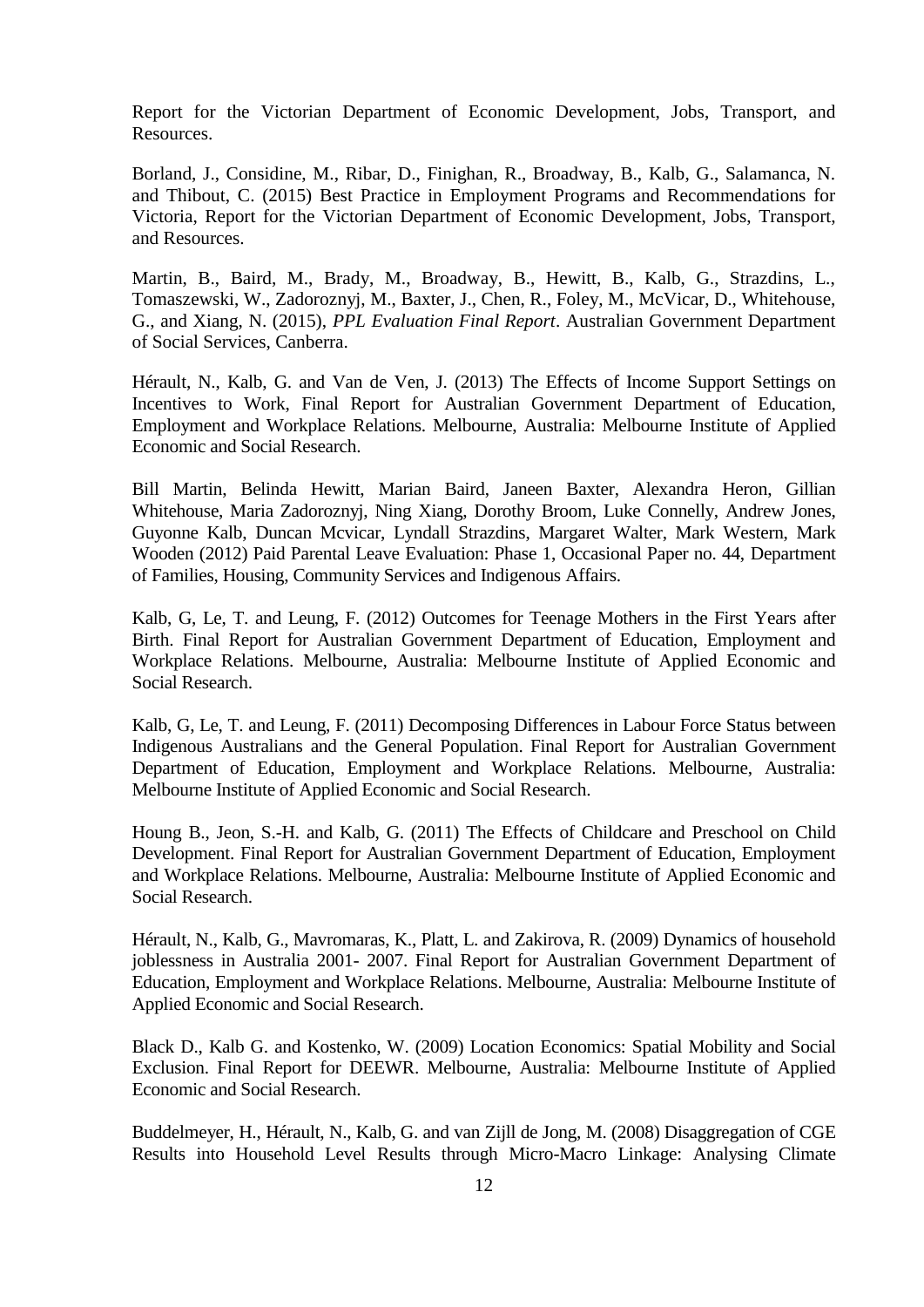Report for the Victorian Department of Economic Development, Jobs, Transport, and Resources.

Borland, J., Considine, M., Ribar, D., Finighan, R., Broadway, B., Kalb, G., Salamanca, N. and Thibout, C. (2015) Best Practice in Employment Programs and Recommendations for Victoria, Report for the Victorian Department of Economic Development, Jobs, Transport, and Resources.

Martin, B., Baird, M., Brady, M., Broadway, B., Hewitt, B., Kalb, G., Strazdins, L., Tomaszewski, W., Zadoroznyj, M., Baxter, J., Chen, R., Foley, M., McVicar, D., Whitehouse, G., and Xiang, N. (2015), *PPL Evaluation Final Report*. Australian Government Department of Social Services, Canberra.

Hérault, N., Kalb, G. and Van de Ven, J. (2013) The Effects of Income Support Settings on Incentives to Work, Final Report for Australian Government Department of Education, Employment and Workplace Relations. Melbourne, Australia: Melbourne Institute of Applied Economic and Social Research.

Bill Martin, Belinda Hewitt, Marian Baird, Janeen Baxter, Alexandra Heron, Gillian Whitehouse, Maria Zadoroznyj, Ning Xiang, Dorothy Broom, Luke Connelly, Andrew Jones, Guyonne Kalb, Duncan Mcvicar, Lyndall Strazdins, Margaret Walter, Mark Western, Mark Wooden (2012) Paid Parental Leave Evaluation: Phase 1, Occasional Paper no. 44, Department of Families, Housing, Community Services and Indigenous Affairs.

Kalb, G, Le, T. and Leung, F. (2012) Outcomes for Teenage Mothers in the First Years after Birth. Final Report for Australian Government Department of Education, Employment and Workplace Relations. Melbourne, Australia: Melbourne Institute of Applied Economic and Social Research.

Kalb, G, Le, T. and Leung, F. (2011) Decomposing Differences in Labour Force Status between Indigenous Australians and the General Population. Final Report for Australian Government Department of Education, Employment and Workplace Relations. Melbourne, Australia: Melbourne Institute of Applied Economic and Social Research.

Houng B., Jeon, S.-H. and Kalb, G. (2011) The Effects of Childcare and Preschool on Child Development. Final Report for Australian Government Department of Education, Employment and Workplace Relations. Melbourne, Australia: Melbourne Institute of Applied Economic and Social Research.

Hérault, N., Kalb, G., Mavromaras, K., Platt, L. and Zakirova, R. (2009) Dynamics of household joblessness in Australia 2001- 2007. Final Report for Australian Government Department of Education, Employment and Workplace Relations. Melbourne, Australia: Melbourne Institute of Applied Economic and Social Research.

Black D., Kalb G. and Kostenko, W. (2009) Location Economics: Spatial Mobility and Social Exclusion. Final Report for DEEWR. Melbourne, Australia: Melbourne Institute of Applied Economic and Social Research.

Buddelmeyer, H., Hérault, N., Kalb, G. and van Zijll de Jong, M. (2008) Disaggregation of CGE Results into Household Level Results through Micro-Macro Linkage: Analysing Climate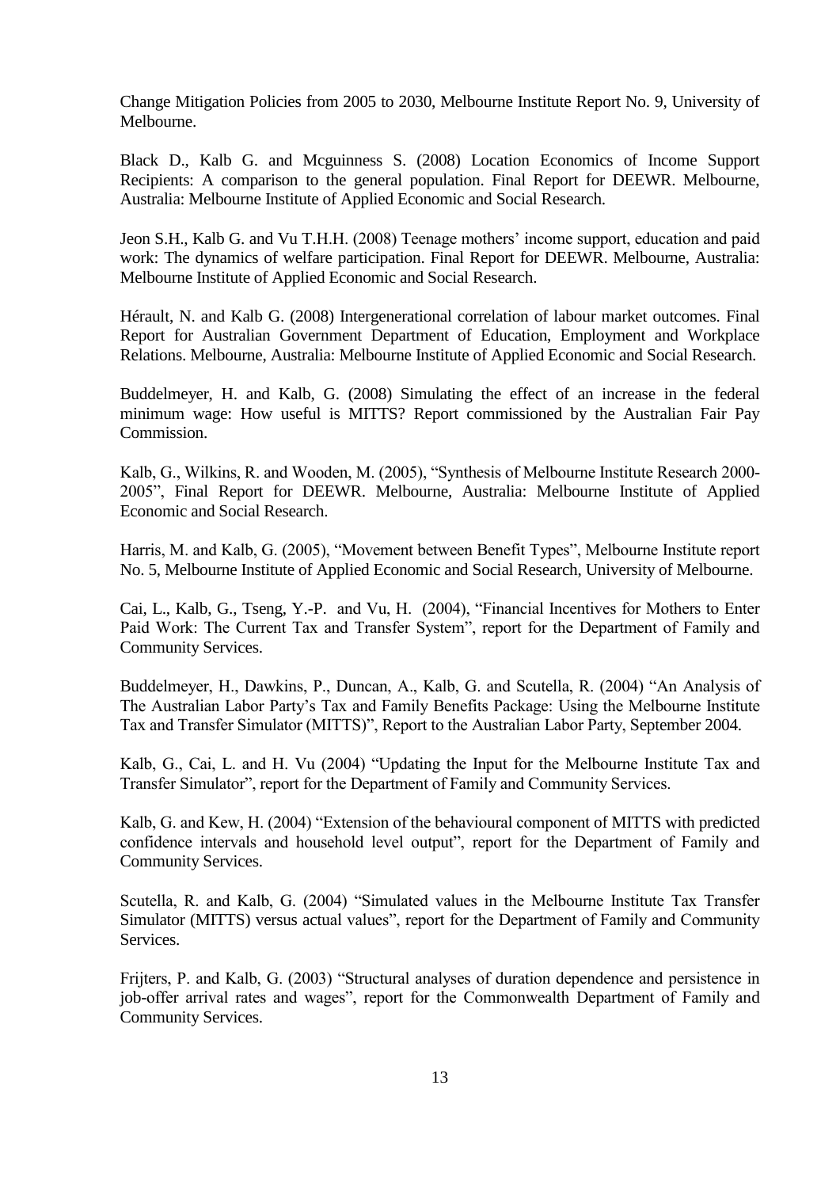Change Mitigation Policies from 2005 to 2030, Melbourne Institute Report No. 9, University of Melbourne.

Black D., Kalb G. and Mcguinness S. (2008) Location Economics of Income Support Recipients: A comparison to the general population. Final Report for DEEWR. Melbourne, Australia: Melbourne Institute of Applied Economic and Social Research.

Jeon S.H., Kalb G. and Vu T.H.H. (2008) Teenage mothers' income support, education and paid work: The dynamics of welfare participation. Final Report for DEEWR. Melbourne, Australia: Melbourne Institute of Applied Economic and Social Research.

Hérault, N. and Kalb G. (2008) Intergenerational correlation of labour market outcomes. Final Report for Australian Government Department of Education, Employment and Workplace Relations. Melbourne, Australia: Melbourne Institute of Applied Economic and Social Research.

Buddelmeyer, H. and Kalb, G. (2008) Simulating the effect of an increase in the federal minimum wage: How useful is MITTS? Report commissioned by the Australian Fair Pay Commission.

Kalb, G., Wilkins, R. and Wooden, M. (2005), "Synthesis of Melbourne Institute Research 2000-2005", Final Report for DEEWR. Melbourne, Australia: Melbourne Institute of Applied Economic and Social Research.

Harris, M. and Kalb, G. (2005), "Movement between Benefit Types", Melbourne Institute report No. 5, Melbourne Institute of Applied Economic and Social Research, University of Melbourne.

Cai, L., Kalb, G., Tseng, Y.-P. and Vu, H. (2004), "Financial Incentives for Mothers to Enter Paid Work: The Current Tax and Transfer System", report for the Department of Family and Community Services.

Buddelmeyer, H., Dawkins, P., Duncan, A., Kalb, G. and Scutella, R. (2004) "An Analysis of The Australian Labor Party's Tax and Family Benefits Package: Using the Melbourne Institute Tax and Transfer Simulator (MITTS)", Report to the Australian Labor Party, September 2004.

Kalb, G., Cai, L. and H. Vu (2004) "Updating the Input for the Melbourne Institute Tax and Transfer Simulator", report for the Department of Family and Community Services.

Kalb, G. and Kew, H. (2004) "Extension of the behavioural component of MITTS with predicted confidence intervals and household level output", report for the Department of Family and Community Services.

Scutella, R. and Kalb, G. (2004) "Simulated values in the Melbourne Institute Tax Transfer Simulator (MITTS) versus actual values", report for the Department of Family and Community Services.

Frijters, P. and Kalb, G. (2003) "Structural analyses of duration dependence and persistence in job-offer arrival rates and wages", report for the Commonwealth Department of Family and Community Services.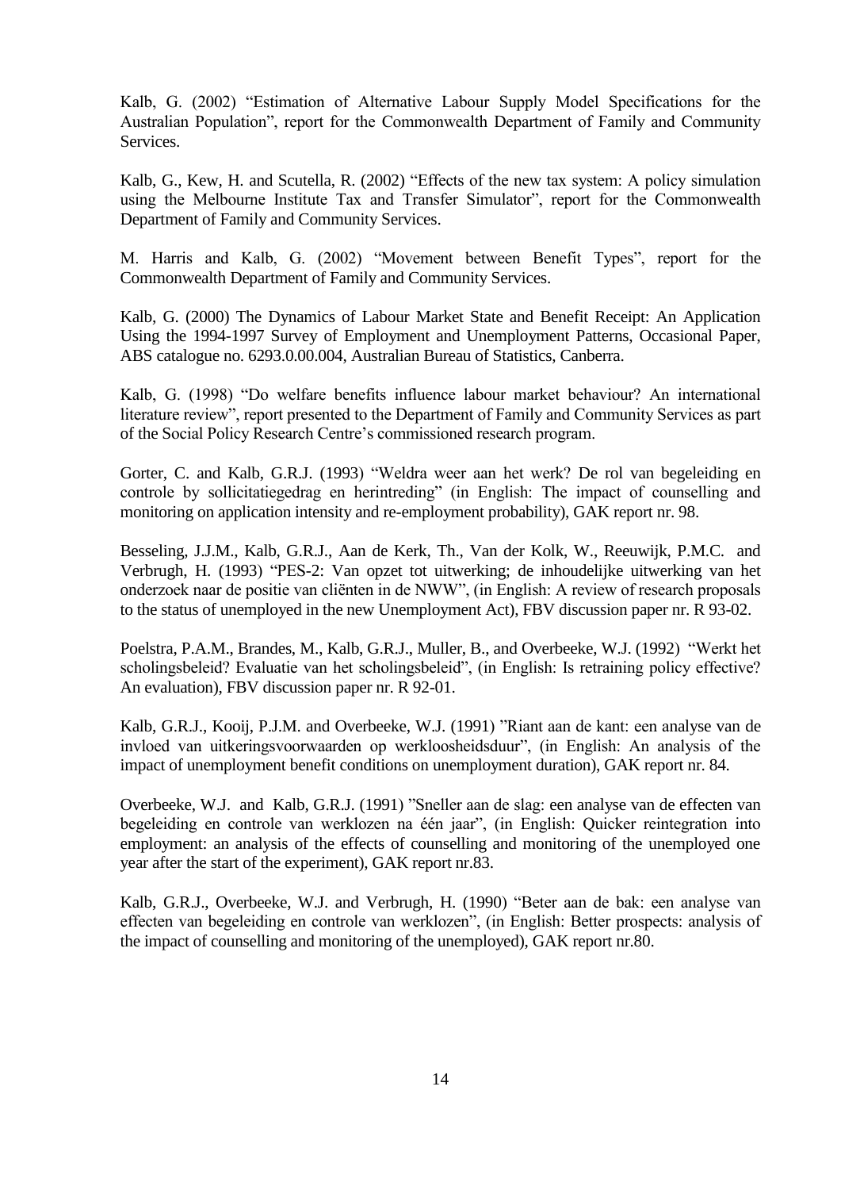Kalb, G. (2002) "Estimation of Alternative Labour Supply Model Specifications for the Australian Population", report for the Commonwealth Department of Family and Community Services.

Kalb, G., Kew, H. and Scutella, R. (2002) "Effects of the new tax system: A policy simulation using the Melbourne Institute Tax and Transfer Simulator", report for the Commonwealth Department of Family and Community Services.

M. Harris and Kalb, G. (2002) "Movement between Benefit Types", report for the Commonwealth Department of Family and Community Services.

Kalb, G. (2000) The Dynamics of Labour Market State and Benefit Receipt: An Application Using the 1994-1997 Survey of Employment and Unemployment Patterns, Occasional Paper, ABS catalogue no. 6293.0.00.004, Australian Bureau of Statistics, Canberra.

Kalb, G. (1998) "Do welfare benefits influence labour market behaviour? An international literature review", report presented to the Department of Family and Community Services as part of the Social Policy Research Centre's commissioned research program.

Gorter, C. and Kalb, G.R.J. (1993) "Weldra weer aan het werk? De rol van begeleiding en controle by sollicitatiegedrag en herintreding" (in English: The impact of counselling and monitoring on application intensity and re-employment probability), GAK report nr. 98.

Besseling, J.J.M., Kalb, G.R.J., Aan de Kerk, Th., Van der Kolk, W., Reeuwijk, P.M.C. and Verbrugh, H. (1993) "PES-2: Van opzet tot uitwerking; de inhoudelijke uitwerking van het onderzoek naar de positie van cliënten in de NWW", (in English: A review of research proposals to the status of unemployed in the new Unemployment Act), FBV discussion paper nr. R 93-02.

Poelstra, P.A.M., Brandes, M., Kalb, G.R.J., Muller, B., and Overbeeke, W.J. (1992) "Werkt het scholingsbeleid? Evaluatie van het scholingsbeleid", (in English: Is retraining policy effective? An evaluation), FBV discussion paper nr. R 92-01.

Kalb, G.R.J., Kooij, P.J.M. and Overbeeke, W.J. (1991) "Riant aan de kant: een analyse van de invloed van uitkeringsvoorwaarden op werkloosheidsduur", (in English: An analysis of the impact of unemployment benefit conditions on unemployment duration), GAK report nr. 84.

Overbeeke, W.J. and Kalb, G.R.J. (1991) "Sneller aan de slag: een analyse van de effecten van begeleiding en controle van werklozen na één jaar", (in English: Quicker reintegration into employment: an analysis of the effects of counselling and monitoring of the unemployed one year after the start of the experiment), GAK report nr.83.

Kalb, G.R.J., Overbeeke, W.J. and Verbrugh, H. (1990) "Beter aan de bak: een analyse van effecten van begeleiding en controle van werklozen", (in English: Better prospects: analysis of the impact of counselling and monitoring of the unemployed), GAK report nr.80.